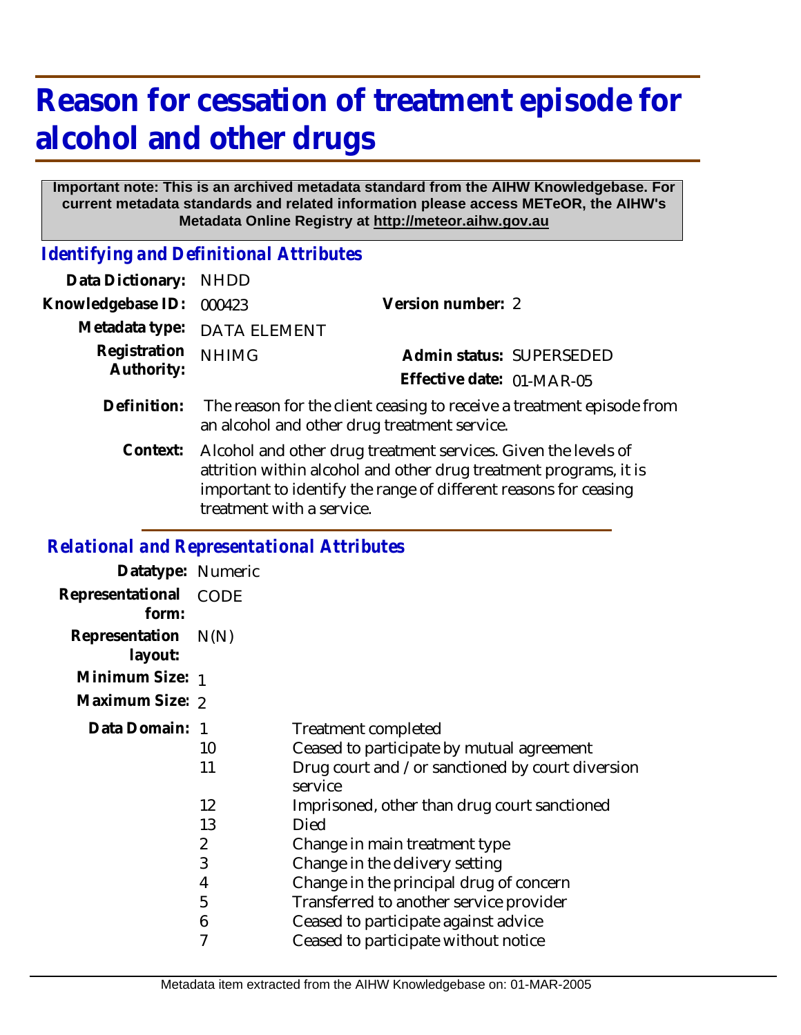# Reason for cessation of treatment episode for alcohol and other drugs

**Important note: This is an archived metadata standard from the AIHW Knowledgebase. For current metadata standards and related information please access METeOR, the AIHW's Metadata Online Registry at http://meteor.aihw.gov.au**

## *Identifying and Definitional Attributes*

**Data Dictionary:** NHDD

**Knowledgebase ID:** 000423

**Version number:** 2

**Metadata type:** DATA ELEMENT

**Registration Authority:** NHIMG

**Admin status:** SUPERSEDED

**Effective date:** 01-MAR-05

**Definition:** The reason for the client ceasing to receive a treatment episode from an alcohol and other drug treatment service.

**Context:** Alcohol and other drug treatment services. Given the levels of attrition within alcohol and other drug treatment programs, it is important to identify the range of different reasons for ceasing treatment with a service.

## *Relational and Representational Attributes*

**Datatype:** Numeric

**Representational form:** CODE

**Representation layout:** N(N)

**Minimum Size:** 1

**Maximum Size:** 2

**Data Domain:**

| Code | Description |
|---|---|
| 1 | Treatment completed |
| 10 | Ceased to participate by mutual agreement |
| 11 | Drug court and / or sanctioned by court diversion service |
| 12 | Imprisoned, other than drug court sanctioned |
| 13 | Died |
| 2 | Change in main treatment type |
| 3 | Change in the delivery setting |
| 4 | Change in the principal drug of concern |
| 5 | Transferred to another service provider |
| 6 | Ceased to participate against advice |
| 7 | Ceased to participate without notice |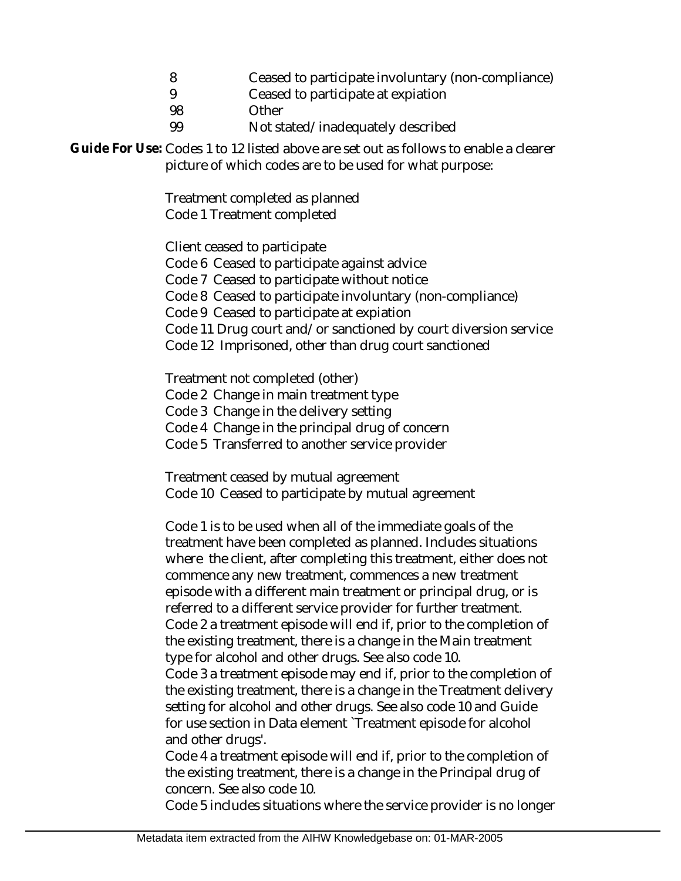| | |
|---|---|
| 8 | Ceased to participate involuntary (non-compliance) |
| 9 | Ceased to participate at expiation |
| 98 | Other |
| 99 | Not stated/inadequately described |

**Guide For Use:** Codes 1 to 12 listed above are set out as follows to enable a clearer picture of which codes are to be used for what purpose:

Treatment completed as planned
Code 1 Treatment completed

Client ceased to participate
Code 6 Ceased to participate against advice
Code 7 Ceased to participate without notice
Code 8 Ceased to participate involuntary (non-compliance)
Code 9 Ceased to participate at expiation
Code 11 Drug court and/or sanctioned by court diversion service
Code 12 Imprisoned, other than drug court sanctioned

Treatment not completed (other)
Code 2 Change in main treatment type
Code 3 Change in the delivery setting
Code 4 Change in the principal drug of concern
Code 5 Transferred to another service provider

Treatment ceased by mutual agreement
Code 10 Ceased to participate by mutual agreement

Code 1 is to be used when all of the immediate goals of the treatment have been completed as planned. Includes situations where the client, after completing this treatment, either does not commence any new treatment, commences a new treatment episode with a different main treatment or principal drug, or is referred to a different service provider for further treatment.
Code 2 a treatment episode will end if, prior to the completion of the existing treatment, there is a change in the Main treatment type for alcohol and other drugs. See also code 10.
Code 3 a treatment episode may end if, prior to the completion of the existing treatment, there is a change in the Treatment delivery setting for alcohol and other drugs. See also code 10 and Guide for use section in Data element `Treatment episode for alcohol and other drugs'.
Code 4 a treatment episode will end if, prior to the completion of the existing treatment, there is a change in the Principal drug of concern. See also code 10.
Code 5 includes situations where the service provider is no longer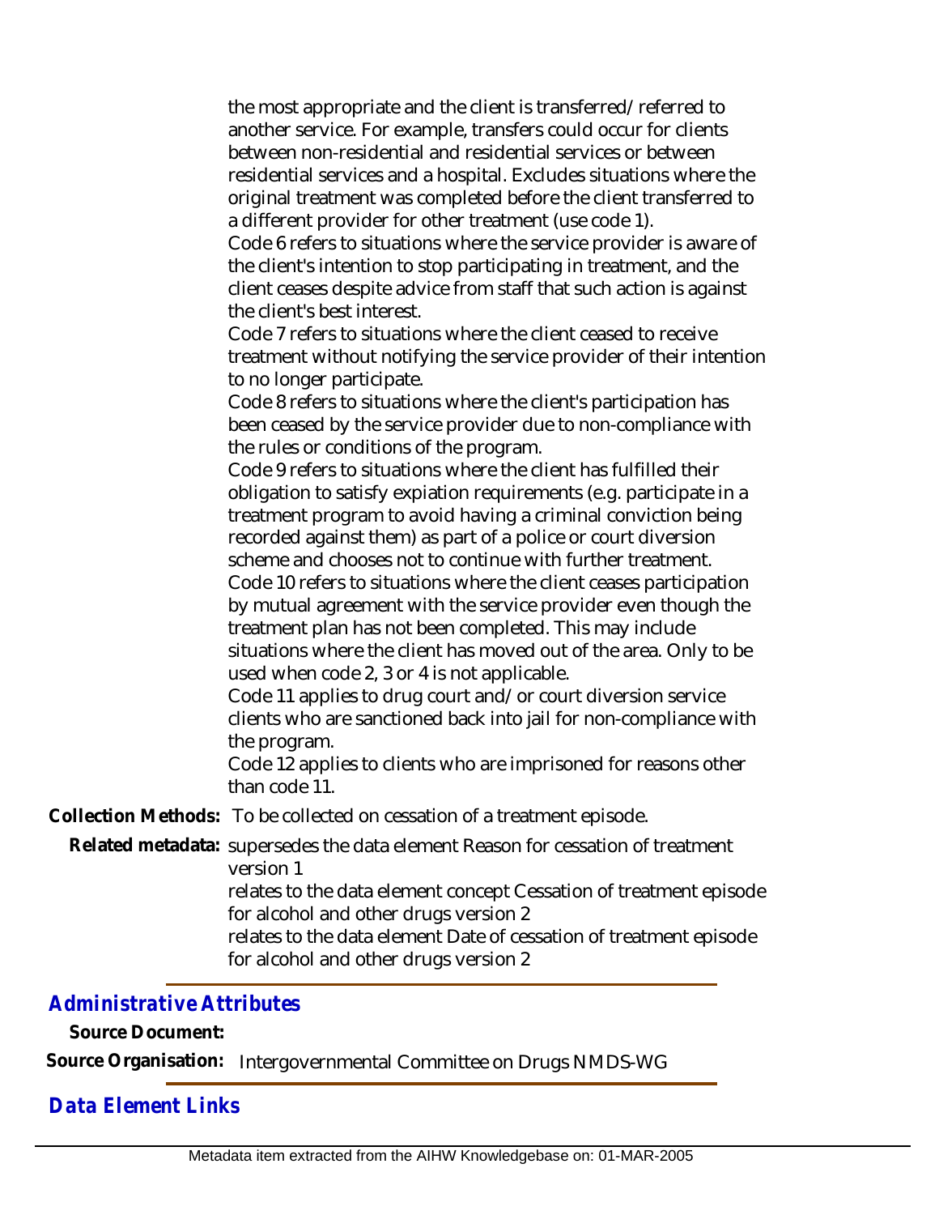the most appropriate and the client is transferred/referred to another service. For example, transfers could occur for clients between non-residential and residential services or between residential services and a hospital. Excludes situations where the original treatment was completed before the client transferred to a different provider for other treatment (use code 1).

Code 6 refers to situations where the service provider is aware of the client's intention to stop participating in treatment, and the client ceases despite advice from staff that such action is against the client's best interest.

Code 7 refers to situations where the client ceased to receive treatment without notifying the service provider of their intention to no longer participate.

Code 8 refers to situations where the client's participation has been ceased by the service provider due to non-compliance with the rules or conditions of the program.

Code 9 refers to situations where the client has fulfilled their obligation to satisfy expiation requirements (e.g. participate in a treatment program to avoid having a criminal conviction being recorded against them) as part of a police or court diversion scheme and chooses not to continue with further treatment.

Code 10 refers to situations where the client ceases participation by mutual agreement with the service provider even though the treatment plan has not been completed. This may include situations where the client has moved out of the area. Only to be used when code 2, 3 or 4 is not applicable.

Code 11 applies to drug court and/or court diversion service clients who are sanctioned back into jail for non-compliance with the program.

Code 12 applies to clients who are imprisoned for reasons other than code 11.

**Collection Methods:** To be collected on cessation of a treatment episode.

**Related metadata:** supersedes the data element Reason for cessation of treatment version 1

relates to the data element concept Cessation of treatment episode for alcohol and other drugs version 2

relates to the data element Date of cessation of treatment episode for alcohol and other drugs version 2

## *Administrative Attributes*

**Source Document:**

**Source Organisation:** Intergovernmental Committee on Drugs NMDS-WG

## *Data Element Links*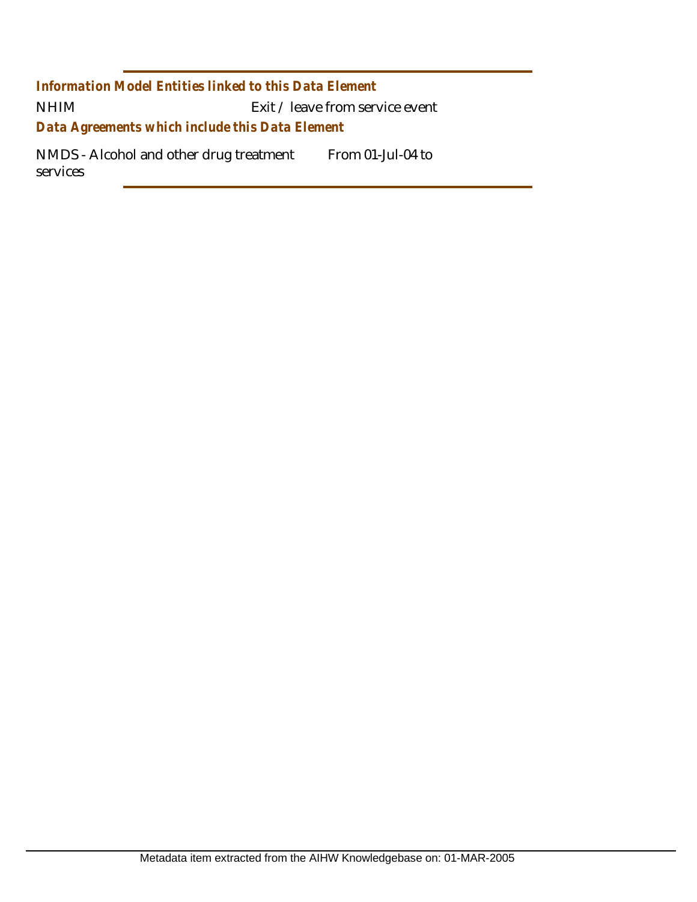***Information Model Entities linked to this Data Element***

| | |
|---|---|
| NHIM | Exit / leave from service event |

***Data Agreements which include this Data Element***

| | |
|---|---|
| NMDS - Alcohol and other drug treatment services | From 01-Jul-04 to |

Metadata item extracted from the AIHW Knowledgebase on: 01-MAR-2005